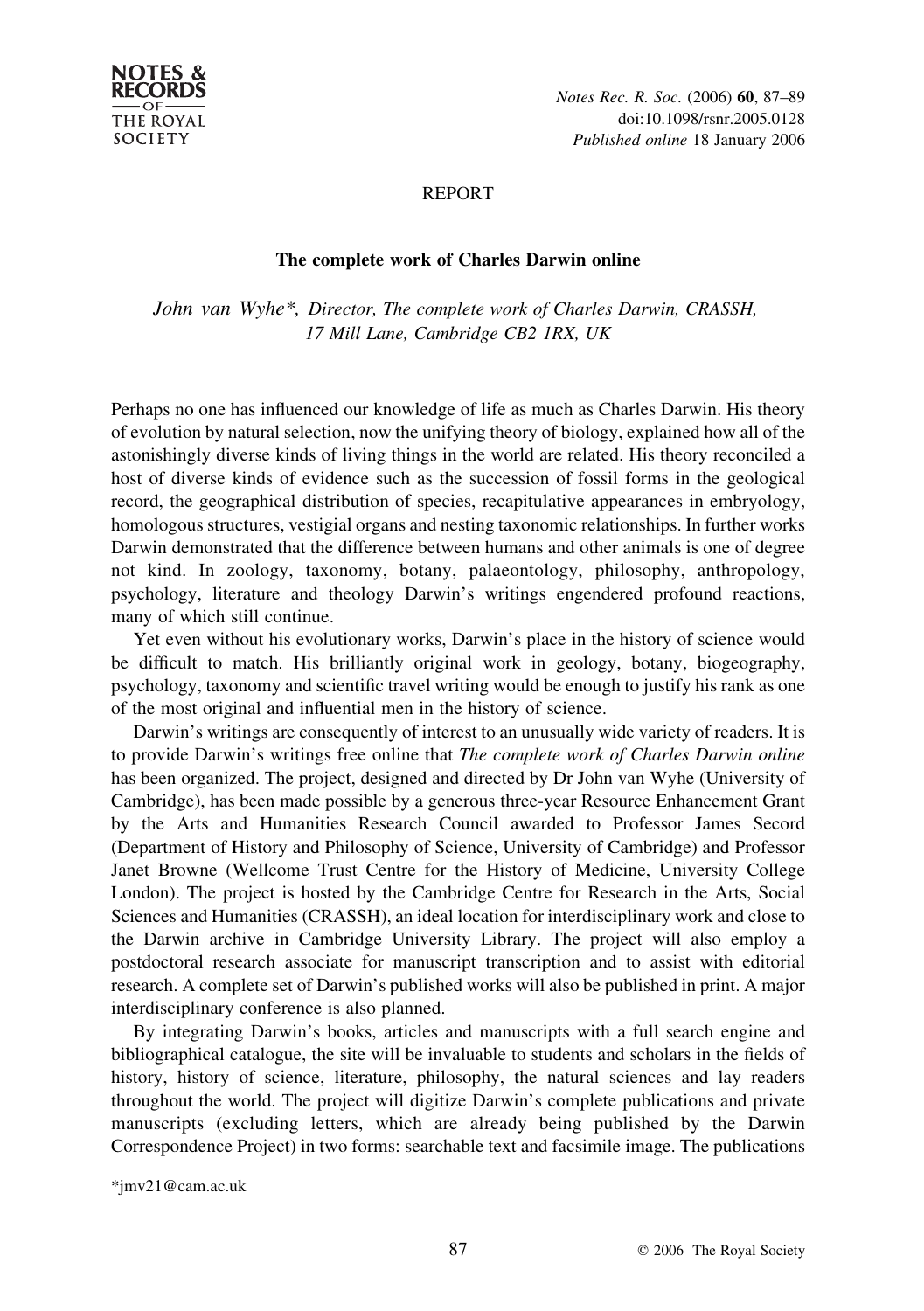REPORT

# The complete work of Charles Darwin online

*John van Wyhe\*, Director, The complete work of Charles Darwin, CRASSH, 17 Mill Lane, Cambridge CB2 1RX, UK*

Perhaps no one has influenced our knowledge of life as much as Charles Darwin. His theory of evolution by natural selection, now the unifying theory of biology, explained how all of the astonishingly diverse kinds of living things in the world are related. His theory reconciled a host of diverse kinds of evidence such as the succession of fossil forms in the geological record, the geographical distribution of species, recapitulative appearances in embryology, homologous structures, vestigial organs and nesting taxonomic relationships. In further works Darwin demonstrated that the difference between humans and other animals is one of degree not kind. In zoology, taxonomy, botany, palaeontology, philosophy, anthropology, psychology, literature and theology Darwin's writings engendered profound reactions, many of which still continue.

Yet even without his evolutionary works, Darwin's place in the history of science would be difficult to match. His brilliantly original work in geology, botany, biogeography, psychology, taxonomy and scientific travel writing would be enough to justify his rank as one of the most original and influential men in the history of science.

Darwin's writings are consequently of interest to an unusually wide variety of readers. It is to provide Darwin's writings free online that *The complete work of Charles Darwin online* has been organized. The project, designed and directed by Dr John van Wyhe (University of Cambridge), has been made possible by a generous three-year Resource Enhancement Grant by the Arts and Humanities Research Council awarded to Professor James Secord (Department of History and Philosophy of Science, University of Cambridge) and Professor Janet Browne (Wellcome Trust Centre for the History of Medicine, University College London). The project is hosted by the Cambridge Centre for Research in the Arts, Social Sciences and Humanities (CRASSH), an ideal location for interdisciplinary work and close to the Darwin archive in Cambridge University Library. The project will also employ a postdoctoral research associate for manuscript transcription and to assist with editorial research. A complete set of Darwin's published works will also be published in print. A major interdisciplinary conference is also planned.

By integrating Darwin's books, articles and manuscripts with a full search engine and bibliographical catalogue, the site will be invaluable to students and scholars in the fields of history, history of science, literature, philosophy, the natural sciences and lay readers throughout the world. The project will digitize Darwin's complete publications and private manuscripts (excluding letters, which are already being published by the Darwin Correspondence Project) in two forms: searchable text and facsimile image. The publications

\*jmv21@cam.ac.uk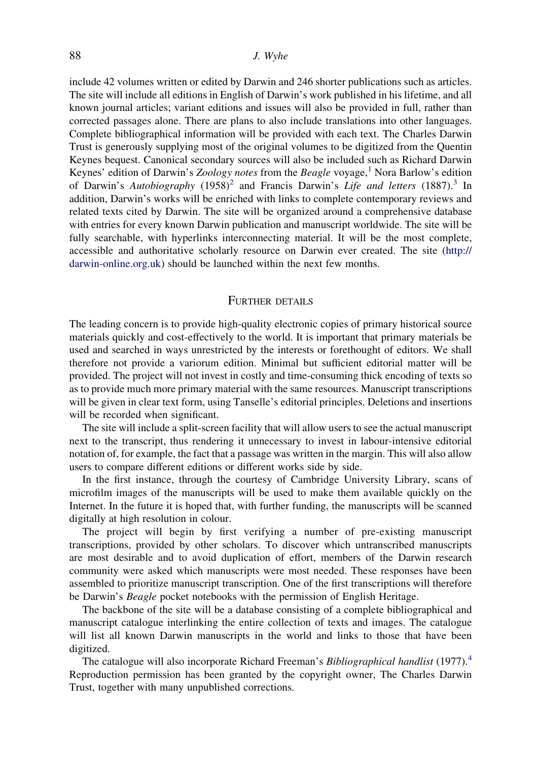include 42 volumes written or edited by Darwin and 246 shorter publications such as articles. The site will include all editions in English of Darwin's work published in his lifetime, and all known journal articles; variant editions and issues will also be provided in full, rather than corrected passages alone. There are plans to also include translations into other languages. Complete bibliographical information will be provided with each text. The Charles Darwin Trust is generously supplying most of the original volumes to be digitized from the Quentin Keynes bequest. Canonical secondary sources will also be included such as Richard Darwin Keynes' edition of Darwin's *Zoology notes* from the *Beagle* voyage,[1] Nora Barlow's edition of Darwin's *Autobiography* (1958)[2] and Francis Darwin's *Life and letters* (1887).[3] In addition, Darwin's works will be enriched with links to complete contemporary reviews and related texts cited by Darwin. The site will be organized around a comprehensive database with entries for every known Darwin publication and manuscript worldwide. The site will be fully searchable, with hyperlinks interconnecting material. It will be the most complete, accessible and authoritative scholarly resource on Darwin ever created. The site (http://darwin-online.org.uk) should be launched within the next few months.

## Further details

The leading concern is to provide high-quality electronic copies of primary historical source materials quickly and cost-effectively to the world. It is important that primary materials be used and searched in ways unrestricted by the interests or forethought of editors. We shall therefore not provide a variorum edition. Minimal but sufficient editorial matter will be provided. The project will not invest in costly and time-consuming thick encoding of texts so as to provide much more primary material with the same resources. Manuscript transcriptions will be given in clear text form, using Tanselle's editorial principles. Deletions and insertions will be recorded when significant.

The site will include a split-screen facility that will allow users to see the actual manuscript next to the transcript, thus rendering it unnecessary to invest in labour-intensive editorial notation of, for example, the fact that a passage was written in the margin. This will also allow users to compare different editions or different works side by side.

In the first instance, through the courtesy of Cambridge University Library, scans of microfilm images of the manuscripts will be used to make them available quickly on the Internet. In the future it is hoped that, with further funding, the manuscripts will be scanned digitally at high resolution in colour.

The project will begin by first verifying a number of pre-existing manuscript transcriptions, provided by other scholars. To discover which untranscribed manuscripts are most desirable and to avoid duplication of effort, members of the Darwin research community were asked which manuscripts were most needed. These responses have been assembled to prioritize manuscript transcription. One of the first transcriptions will therefore be Darwin's *Beagle* pocket notebooks with the permission of English Heritage.

The backbone of the site will be a database consisting of a complete bibliographical and manuscript catalogue interlinking the entire collection of texts and images. The catalogue will list all known Darwin manuscripts in the world and links to those that have been digitized.

The catalogue will also incorporate Richard Freeman's *Bibliographical handlist* (1977).[4] Reproduction permission has been granted by the copyright owner, The Charles Darwin Trust, together with many unpublished corrections.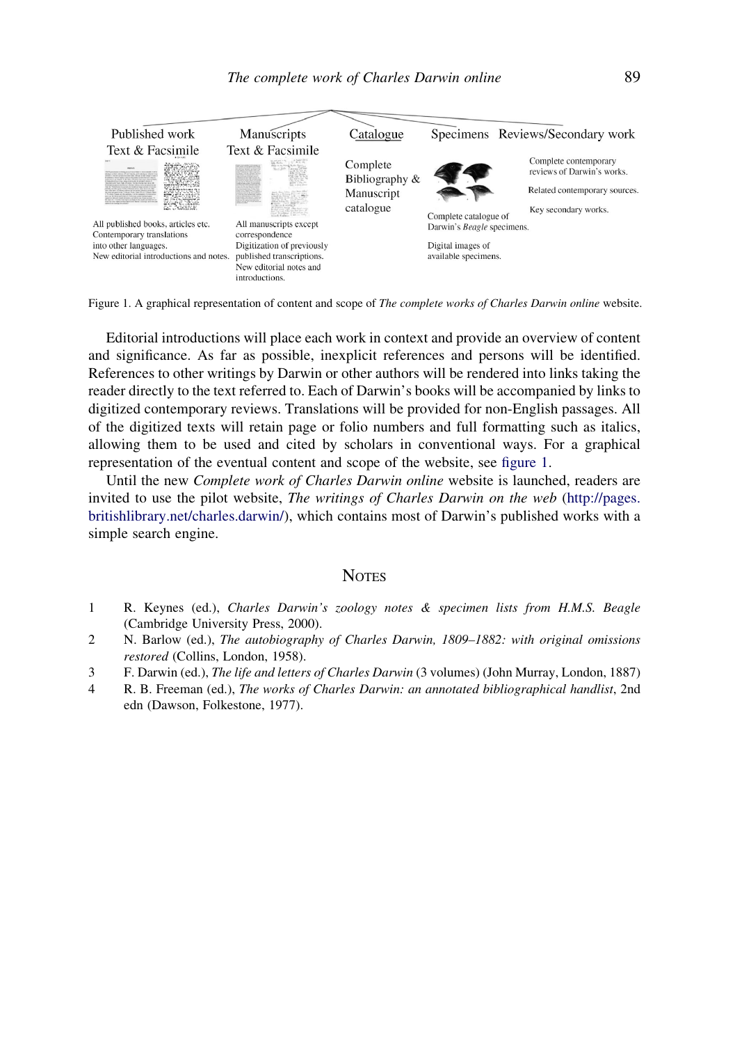Published work
Text & Facsimile

All published books, articles etc.
Contemporary translations into other languages.
New editorial introductions and notes.

Manuscripts
Text & Facsimile

All manuscripts except correspondence
Digitization of previously published transcriptions.
New editorial notes and introductions.

Catalogue

Complete Bibliography & Manuscript catalogue

Specimens

Complete catalogue of Darwin's *Beagle* specimens.

Digital images of available specimens.

Reviews/Secondary work

Complete contemporary reviews of Darwin's works.

Related contemporary sources.

Key secondary works.

Figure 1. A graphical representation of content and scope of *The complete works of Charles Darwin online* website.

Editorial introductions will place each work in context and provide an overview of content and significance. As far as possible, inexplicit references and persons will be identified. References to other writings by Darwin or other authors will be rendered into links taking the reader directly to the text referred to. Each of Darwin's books will be accompanied by links to digitized contemporary reviews. Translations will be provided for non-English passages. All of the digitized texts will retain page or folio numbers and full formatting such as italics, allowing them to be used and cited by scholars in conventional ways. For a graphical representation of the eventual content and scope of the website, see figure 1.

Until the new *Complete work of Charles Darwin online* website is launched, readers are invited to use the pilot website, *The writings of Charles Darwin on the web* (http://pages.britishlibrary.net/charles.darwin/), which contains most of Darwin's published works with a simple search engine.

## Notes

1. R. Keynes (ed.), *Charles Darwin's zoology notes & specimen lists from H.M.S. Beagle* (Cambridge University Press, 2000).
2. N. Barlow (ed.), *The autobiography of Charles Darwin, 1809–1882: with original omissions restored* (Collins, London, 1958).
3. F. Darwin (ed.), *The life and letters of Charles Darwin* (3 volumes) (John Murray, London, 1887)
4. R. B. Freeman (ed.), *The works of Charles Darwin: an annotated bibliographical handlist*, 2nd edn (Dawson, Folkestone, 1977).